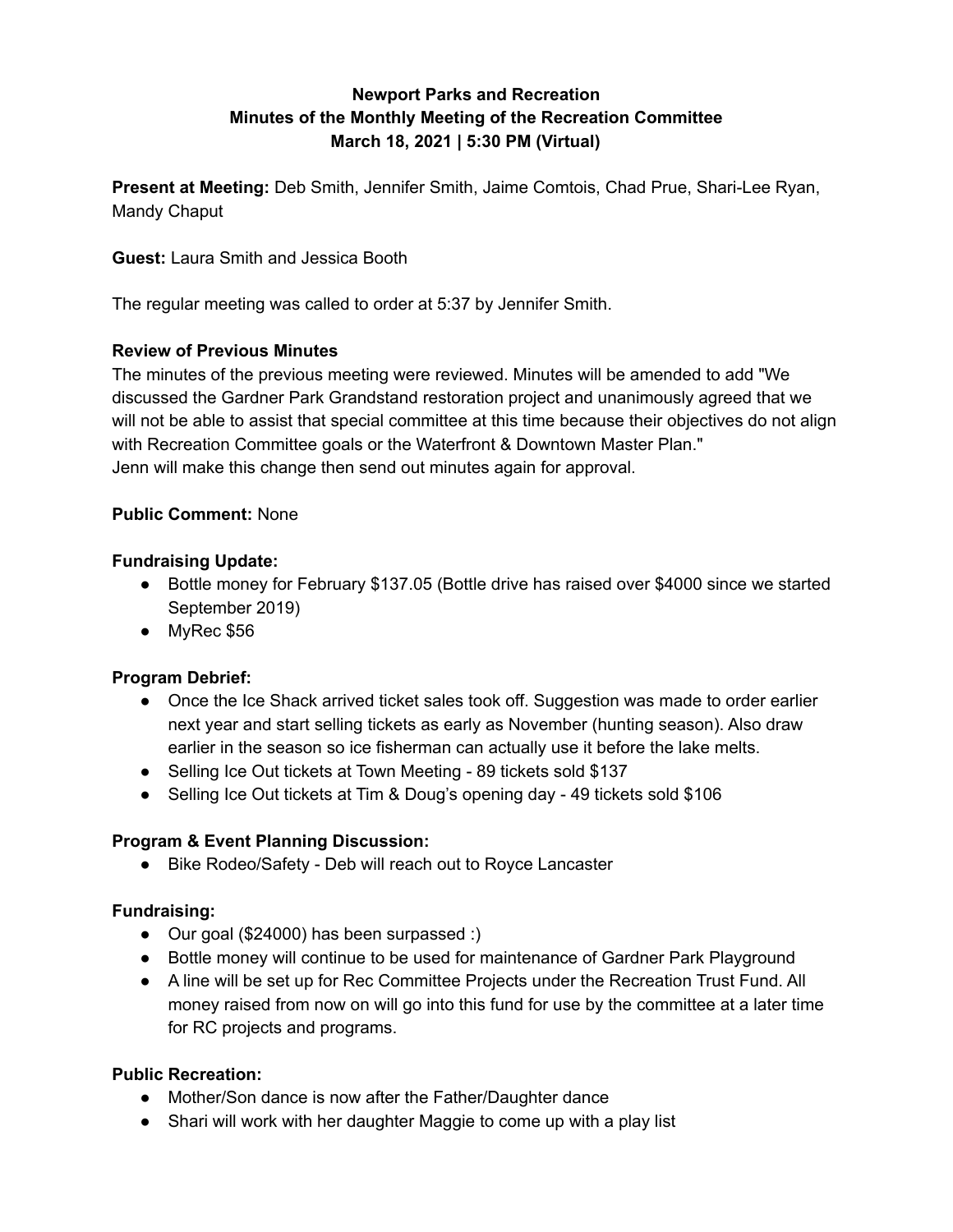**Newport Parks and Recreation**
**Minutes of the Monthly Meeting of the Recreation Committee**
**March 18, 2021 | 5:30 PM (Virtual)**

**Present at Meeting:** Deb Smith, Jennifer Smith, Jaime Comtois, Chad Prue, Shari-Lee Ryan, Mandy Chaput

**Guest:** Laura Smith and Jessica Booth

The regular meeting was called to order at 5:37 by Jennifer Smith.

**Review of Previous Minutes**
The minutes of the previous meeting were reviewed. Minutes will be amended to add "We discussed the Gardner Park Grandstand restoration project and unanimously agreed that we will not be able to assist that special committee at this time because their objectives do not align with Recreation Committee goals or the Waterfront & Downtown Master Plan."
Jenn will make this change then send out minutes again for approval.

**Public Comment:** None

**Fundraising Update:**

- Bottle money for February $137.05 (Bottle drive has raised over $4000 since we started September 2019)
- MyRec $56

**Program Debrief:**

- Once the Ice Shack arrived ticket sales took off. Suggestion was made to order earlier next year and start selling tickets as early as November (hunting season). Also draw earlier in the season so ice fisherman can actually use it before the lake melts.
- Selling Ice Out tickets at Town Meeting - 89 tickets sold $137
- Selling Ice Out tickets at Tim & Doug's opening day - 49 tickets sold $106

**Program & Event Planning Discussion:**

- Bike Rodeo/Safety - Deb will reach out to Royce Lancaster

**Fundraising:**

- Our goal ($24000) has been surpassed :)
- Bottle money will continue to be used for maintenance of Gardner Park Playground
- A line will be set up for Rec Committee Projects under the Recreation Trust Fund. All money raised from now on will go into this fund for use by the committee at a later time for RC projects and programs.

**Public Recreation:**

- Mother/Son dance is now after the Father/Daughter dance
- Shari will work with her daughter Maggie to come up with a play list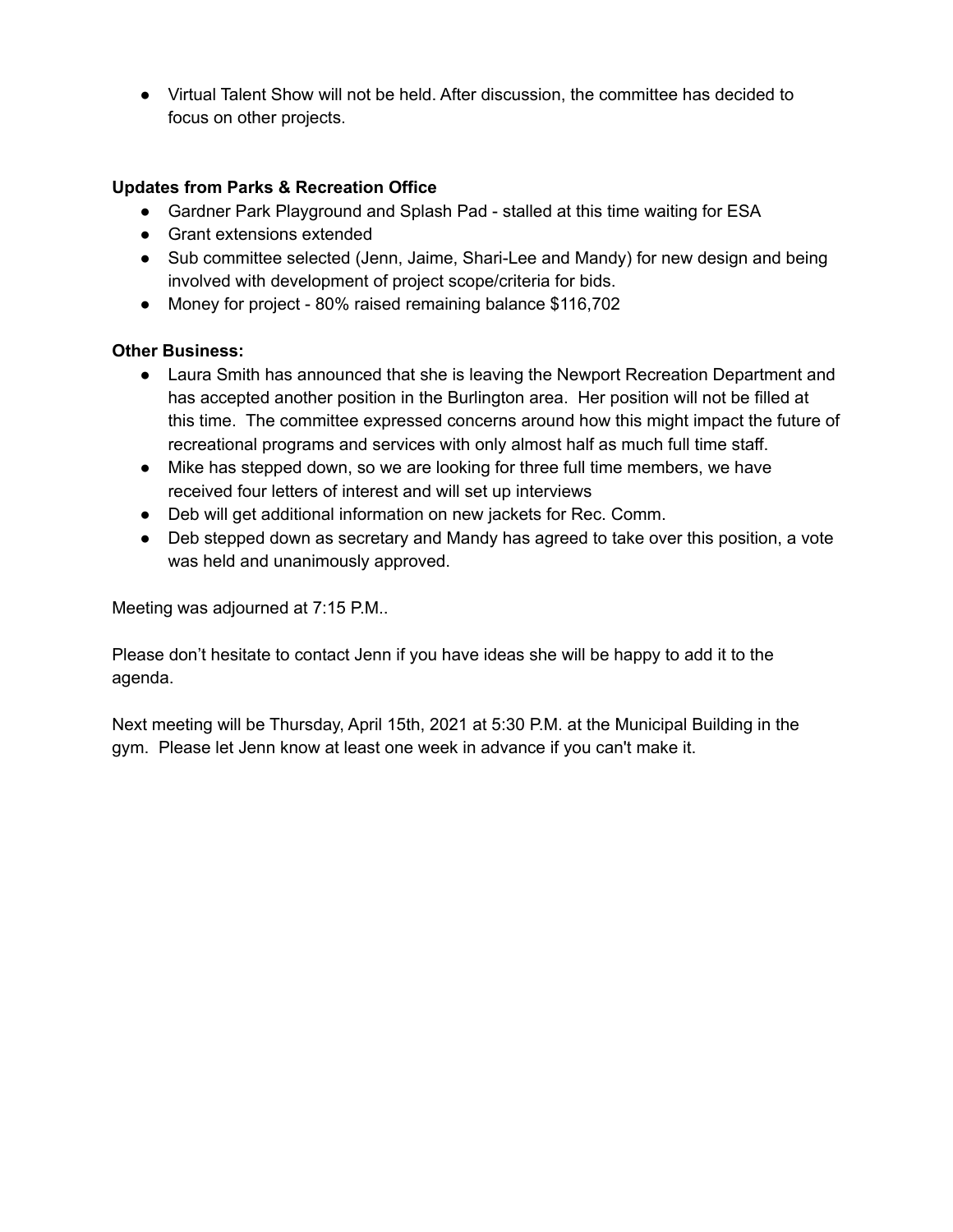- Virtual Talent Show will not be held. After discussion, the committee has decided to focus on other projects.

**Updates from Parks & Recreation Office**

- Gardner Park Playground and Splash Pad - stalled at this time waiting for ESA
- Grant extensions extended
- Sub committee selected (Jenn, Jaime, Shari-Lee and Mandy) for new design and being involved with development of project scope/criteria for bids.
- Money for project - 80% raised remaining balance $116,702

**Other Business:**

- Laura Smith has announced that she is leaving the Newport Recreation Department and has accepted another position in the Burlington area. Her position will not be filled at this time. The committee expressed concerns around how this might impact the future of recreational programs and services with only almost half as much full time staff.
- Mike has stepped down, so we are looking for three full time members, we have received four letters of interest and will set up interviews
- Deb will get additional information on new jackets for Rec. Comm.
- Deb stepped down as secretary and Mandy has agreed to take over this position, a vote was held and unanimously approved.

Meeting was adjourned at 7:15 P.M..

Please don't hesitate to contact Jenn if you have ideas she will be happy to add it to the agenda.

Next meeting will be Thursday, April 15th, 2021 at 5:30 P.M. at the Municipal Building in the gym. Please let Jenn know at least one week in advance if you can't make it.